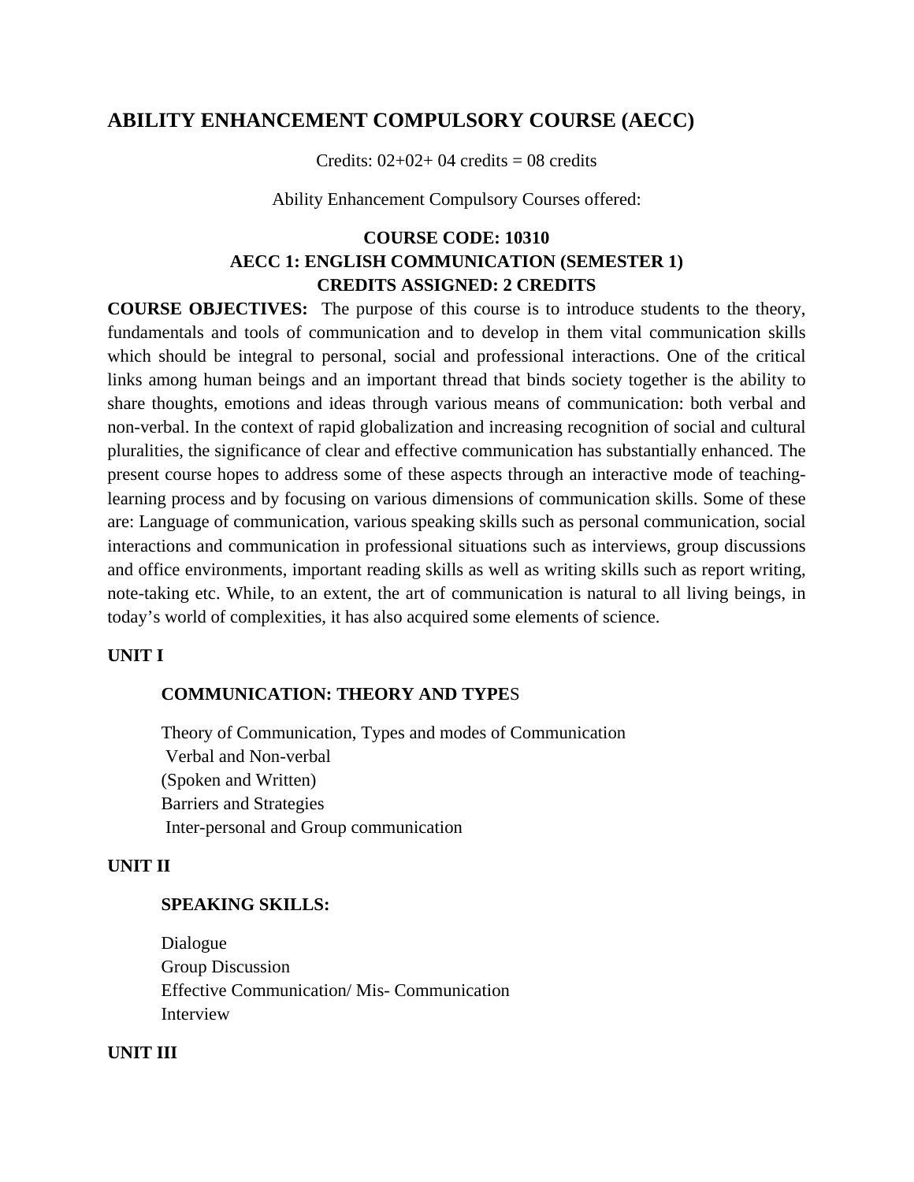## ABILITY ENHANCEMENT COMPULSORY COURSE (AECC)

Credits: 02+02+ 04 credits = 08 credits

Ability Enhancement Compulsory Courses offered:

**COURSE CODE: 10310**
**AECC 1: ENGLISH COMMUNICATION (SEMESTER 1)**
**CREDITS ASSIGNED: 2 CREDITS**

**COURSE OBJECTIVES:** The purpose of this course is to introduce students to the theory, fundamentals and tools of communication and to develop in them vital communication skills which should be integral to personal, social and professional interactions. One of the critical links among human beings and an important thread that binds society together is the ability to share thoughts, emotions and ideas through various means of communication: both verbal and non-verbal. In the context of rapid globalization and increasing recognition of social and cultural pluralities, the significance of clear and effective communication has substantially enhanced. The present course hopes to address some of these aspects through an interactive mode of teaching-learning process and by focusing on various dimensions of communication skills. Some of these are: Language of communication, various speaking skills such as personal communication, social interactions and communication in professional situations such as interviews, group discussions and office environments, important reading skills as well as writing skills such as report writing, note-taking etc. While, to an extent, the art of communication is natural to all living beings, in today's world of complexities, it has also acquired some elements of science.

**UNIT I**

**COMMUNICATION: THEORY AND TYPES**

Theory of Communication, Types and modes of Communication
Verbal and Non-verbal
(Spoken and Written)
Barriers and Strategies
Inter-personal and Group communication

**UNIT II**

**SPEAKING SKILLS:**

Dialogue
Group Discussion
Effective Communication/ Mis- Communication
Interview

**UNIT III**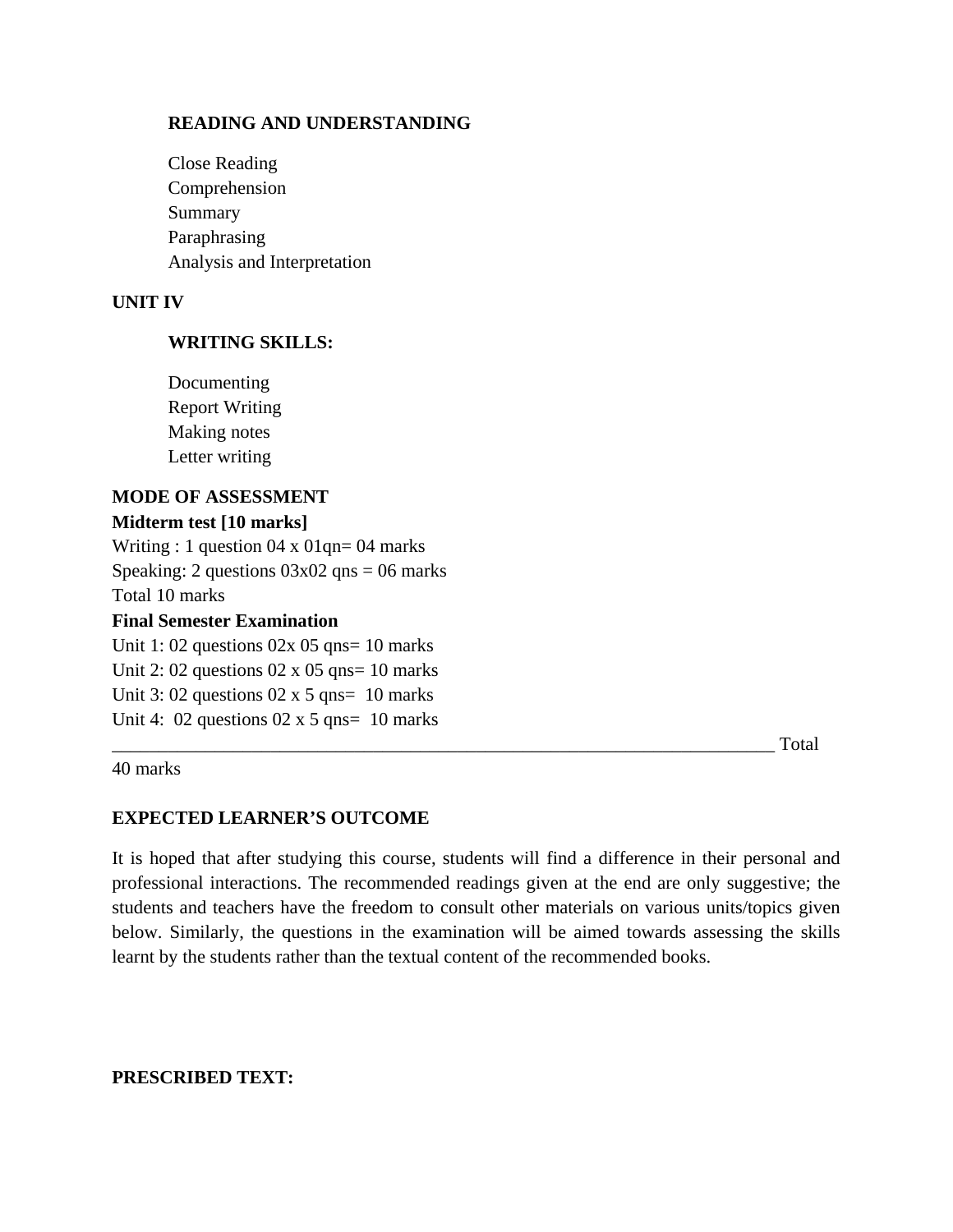**READING AND UNDERSTANDING**

Close Reading
Comprehension
Summary
Paraphrasing
Analysis and Interpretation

**UNIT IV**

**WRITING SKILLS:**

Documenting
Report Writing
Making notes
Letter writing

**MODE OF ASSESSMENT**

**Midterm test [10 marks]**

Writing : 1 question 04 x 01qn= 04 marks
Speaking: 2 questions 03x02 qns = 06 marks
Total 10 marks

**Final Semester Examination**

Unit 1: 02 questions 02x 05 qns= 10 marks
Unit 2: 02 questions 02 x 05 qns= 10 marks
Unit 3: 02 questions 02 x 5 qns= 10 marks
Unit 4: 02 questions 02 x 5 qns= 10 marks
___________________________________________________________________________ Total 40 marks

**EXPECTED LEARNER'S OUTCOME**

It is hoped that after studying this course, students will find a difference in their personal and professional interactions. The recommended readings given at the end are only suggestive; the students and teachers have the freedom to consult other materials on various units/topics given below. Similarly, the questions in the examination will be aimed towards assessing the skills learnt by the students rather than the textual content of the recommended books.

**PRESCRIBED TEXT:**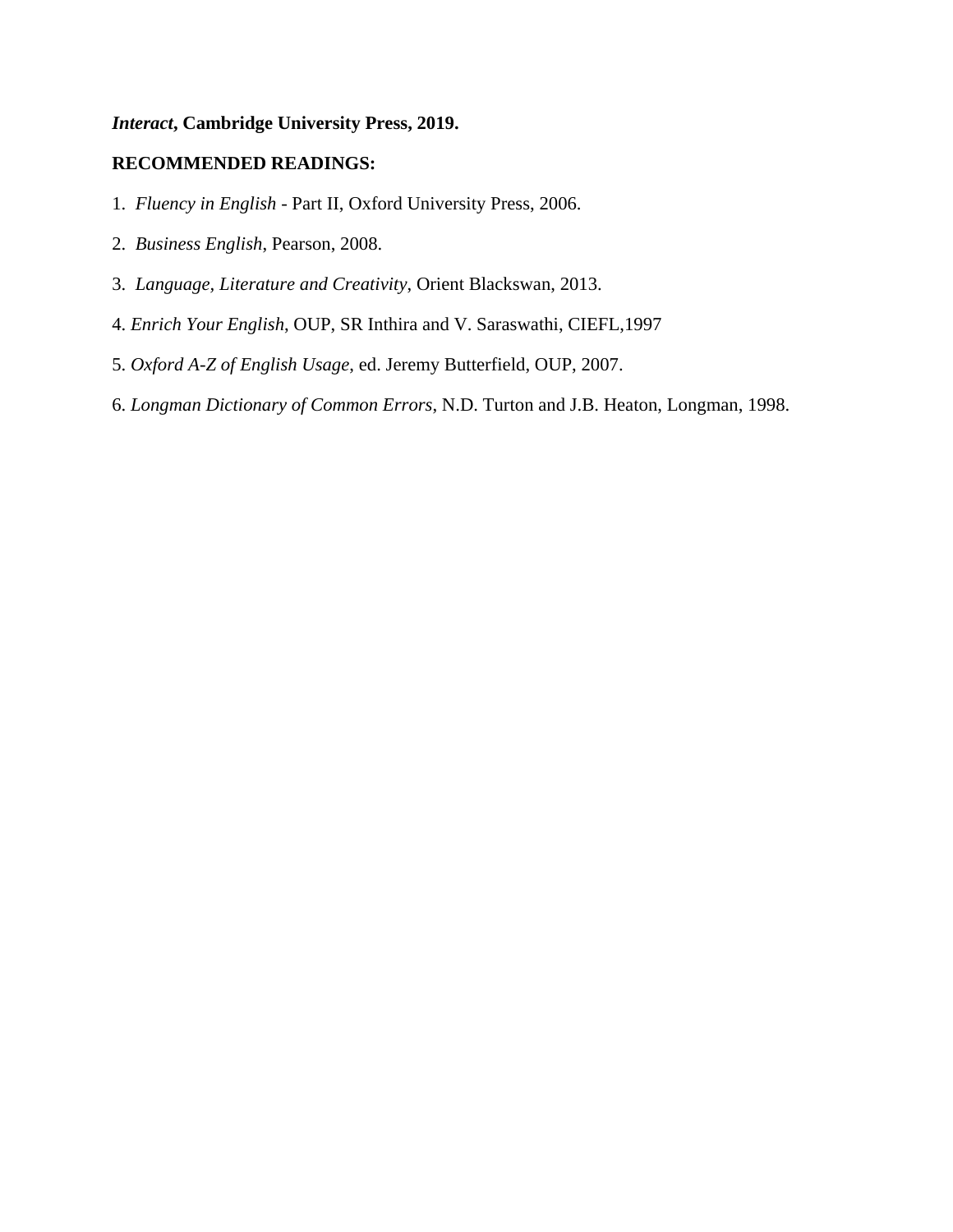***Interact*, Cambridge University Press, 2019.**

**RECOMMENDED READINGS:**

1. *Fluency in English* - Part II, Oxford University Press, 2006.
2. *Business English*, Pearson, 2008.
3. *Language, Literature and Creativity*, Orient Blackswan, 2013.
4. *Enrich Your English*, OUP, SR Inthira and V. Saraswathi, CIEFL,1997
5. *Oxford A-Z of English Usage*, ed. Jeremy Butterfield, OUP, 2007.
6. *Longman Dictionary of Common Errors*, N.D. Turton and J.B. Heaton, Longman, 1998.